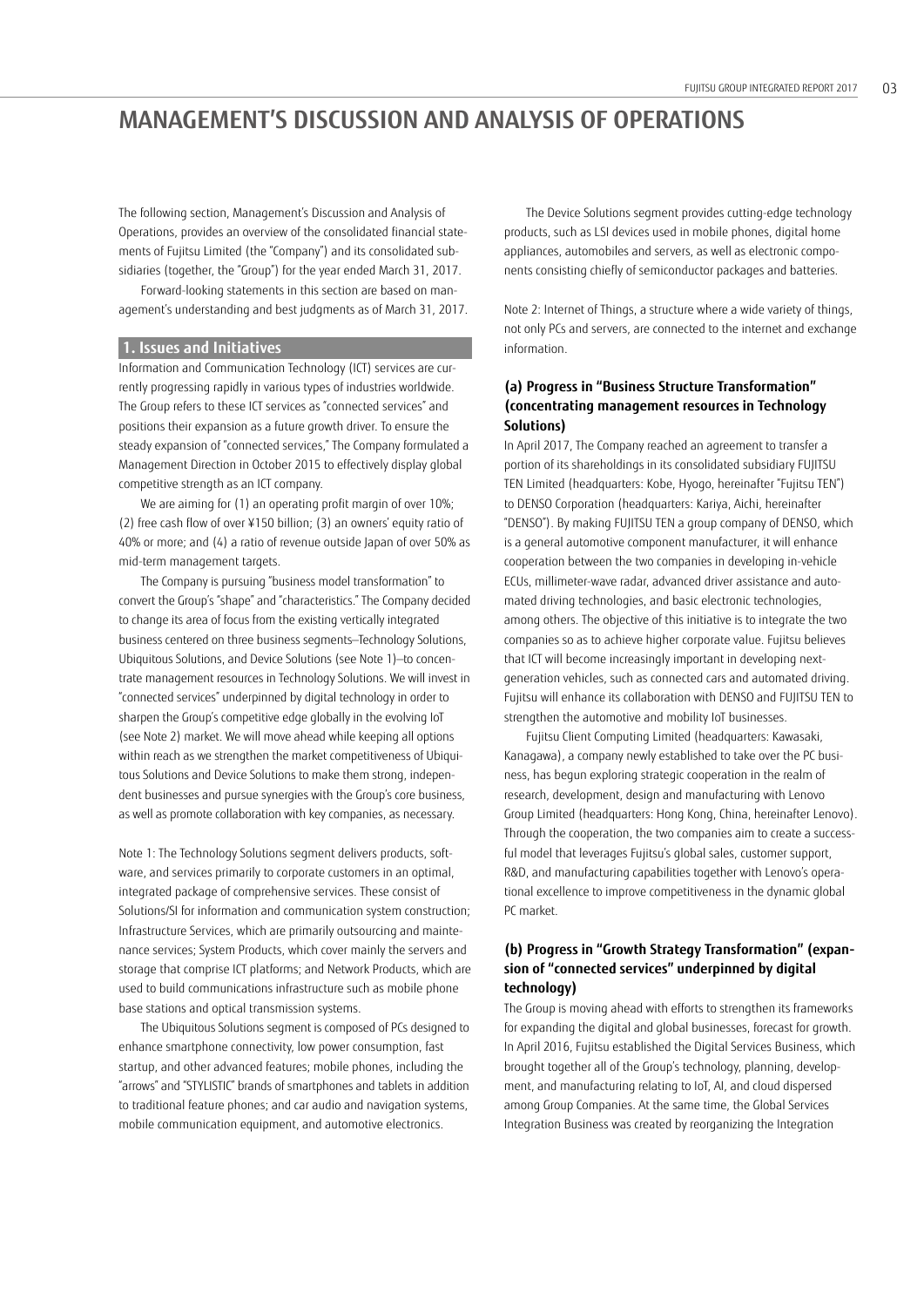# MANAGEMENT'S DISCUSSION AND ANALYSIS OF OPERATIONS

The following section, Management's Discussion and Analysis of Operations, provides an overview of the consolidated financial statements of Fujitsu Limited (the "Company") and its consolidated subsidiaries (together, the "Group") for the year ended March 31, 2017.

Forward-looking statements in this section are based on management's understanding and best judgments as of March 31, 2017.

## 1. Issues and Initiatives

Information and Communication Technology (ICT) services are currently progressing rapidly in various types of industries worldwide. The Group refers to these ICT services as "connected services" and positions their expansion as a future growth driver. To ensure the steady expansion of "connected services," The Company formulated a Management Direction in October 2015 to effectively display global competitive strength as an ICT company.

We are aiming for (1) an operating profit margin of over 10%; (2) free cash flow of over ¥150 billion; (3) an owners' equity ratio of 40% or more; and (4) a ratio of revenue outside Japan of over 50% as mid-term management targets.

The Company is pursuing "business model transformation" to convert the Group's "shape" and "characteristics." The Company decided to change its area of focus from the existing vertically integrated business centered on three business segments–Technology Solutions, Ubiquitous Solutions, and Device Solutions (see Note 1)–to concentrate management resources in Technology Solutions. We will invest in "connected services" underpinned by digital technology in order to sharpen the Group's competitive edge globally in the evolving IoT (see Note 2) market. We will move ahead while keeping all options within reach as we strengthen the market competitiveness of Ubiquitous Solutions and Device Solutions to make them strong, independent businesses and pursue synergies with the Group's core business, as well as promote collaboration with key companies, as necessary.

Note 1: The Technology Solutions segment delivers products, software, and services primarily to corporate customers in an optimal, integrated package of comprehensive services. These consist of Solutions/SI for information and communication system construction; Infrastructure Services, which are primarily outsourcing and maintenance services; System Products, which cover mainly the servers and storage that comprise ICT platforms; and Network Products, which are used to build communications infrastructure such as mobile phone base stations and optical transmission systems.

The Ubiquitous Solutions segment is composed of PCs designed to enhance smartphone connectivity, low power consumption, fast startup, and other advanced features; mobile phones, including the "arrows" and "STYLISTIC" brands of smartphones and tablets in addition to traditional feature phones; and car audio and navigation systems, mobile communication equipment, and automotive electronics.

The Device Solutions segment provides cutting-edge technology products, such as LSI devices used in mobile phones, digital home appliances, automobiles and servers, as well as electronic components consisting chiefly of semiconductor packages and batteries.

Note 2: Internet of Things, a structure where a wide variety of things, not only PCs and servers, are connected to the internet and exchange information.

### (a) Progress in "Business Structure Transformation" (concentrating management resources in Technology Solutions)

In April 2017, The Company reached an agreement to transfer a portion of its shareholdings in its consolidated subsidiary FUJITSU TEN Limited (headquarters: Kobe, Hyogo, hereinafter "Fujitsu TEN") to DENSO Corporation (headquarters: Kariya, Aichi, hereinafter "DENSO"). By making FUJITSU TEN a group company of DENSO, which is a general automotive component manufacturer, it will enhance cooperation between the two companies in developing in-vehicle ECUs, millimeter-wave radar, advanced driver assistance and automated driving technologies, and basic electronic technologies, among others. The objective of this initiative is to integrate the two companies so as to achieve higher corporate value. Fujitsu believes that ICT will become increasingly important in developing next-generation vehicles, such as connected cars and automated driving. Fujitsu will enhance its collaboration with DENSO and FUJITSU TEN to strengthen the automotive and mobility IoT businesses.

Fujitsu Client Computing Limited (headquarters: Kawasaki, Kanagawa), a company newly established to take over the PC business, has begun exploring strategic cooperation in the realm of research, development, design and manufacturing with Lenovo Group Limited (headquarters: Hong Kong, China, hereinafter Lenovo). Through the cooperation, the two companies aim to create a successful model that leverages Fujitsu's global sales, customer support, R&D, and manufacturing capabilities together with Lenovo's operational excellence to improve competitiveness in the dynamic global PC market.

### (b) Progress in "Growth Strategy Transformation" (expansion of "connected services" underpinned by digital technology)

The Group is moving ahead with efforts to strengthen its frameworks for expanding the digital and global businesses, forecast for growth. In April 2016, Fujitsu established the Digital Services Business, which brought together all of the Group's technology, planning, development, and manufacturing relating to IoT, AI, and cloud dispersed among Group Companies. At the same time, the Global Services Integration Business was created by reorganizing the Integration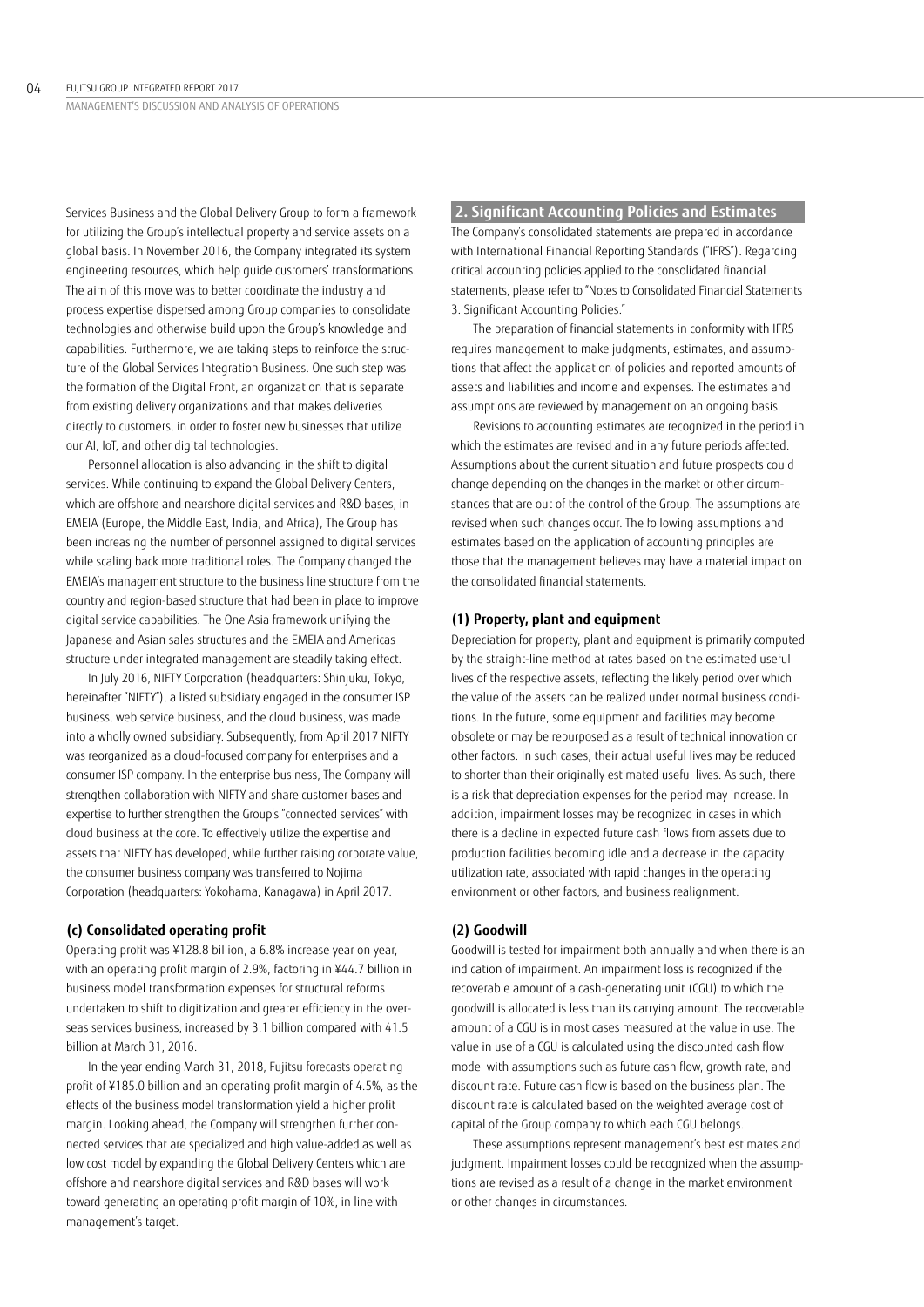Services Business and the Global Delivery Group to form a framework for utilizing the Group's intellectual property and service assets on a global basis. In November 2016, the Company integrated its system engineering resources, which help guide customers' transformations. The aim of this move was to better coordinate the industry and process expertise dispersed among Group companies to consolidate technologies and otherwise build upon the Group's knowledge and capabilities. Furthermore, we are taking steps to reinforce the structure of the Global Services Integration Business. One such step was the formation of the Digital Front, an organization that is separate from existing delivery organizations and that makes deliveries directly to customers, in order to foster new businesses that utilize our AI, IoT, and other digital technologies.

Personnel allocation is also advancing in the shift to digital services. While continuing to expand the Global Delivery Centers, which are offshore and nearshore digital services and R&D bases, in EMEIA (Europe, the Middle East, India, and Africa), The Group has been increasing the number of personnel assigned to digital services while scaling back more traditional roles. The Company changed the EMEIA's management structure to the business line structure from the country and region-based structure that had been in place to improve digital service capabilities. The One Asia framework unifying the Japanese and Asian sales structures and the EMEIA and Americas structure under integrated management are steadily taking effect.

In July 2016, NIFTY Corporation (headquarters: Shinjuku, Tokyo, hereinafter "NIFTY"), a listed subsidiary engaged in the consumer ISP business, web service business, and the cloud business, was made into a wholly owned subsidiary. Subsequently, from April 2017 NIFTY was reorganized as a cloud-focused company for enterprises and a consumer ISP company. In the enterprise business, The Company will strengthen collaboration with NIFTY and share customer bases and expertise to further strengthen the Group's "connected services" with cloud business at the core. To effectively utilize the expertise and assets that NIFTY has developed, while further raising corporate value, the consumer business company was transferred to Nojima Corporation (headquarters: Yokohama, Kanagawa) in April 2017.

### (c) Consolidated operating profit

Operating profit was ¥128.8 billion, a 6.8% increase year on year, with an operating profit margin of 2.9%, factoring in ¥44.7 billion in business model transformation expenses for structural reforms undertaken to shift to digitization and greater efficiency in the overseas services business, increased by 3.1 billion compared with 41.5 billion at March 31, 2016.

In the year ending March 31, 2018, Fujitsu forecasts operating profit of ¥185.0 billion and an operating profit margin of 4.5%, as the effects of the business model transformation yield a higher profit margin. Looking ahead, the Company will strengthen further connected services that are specialized and high value-added as well as low cost model by expanding the Global Delivery Centers which are offshore and nearshore digital services and R&D bases will work toward generating an operating profit margin of 10%, in line with management's target.

## 2. Significant Accounting Policies and Estimates

The Company's consolidated statements are prepared in accordance with International Financial Reporting Standards ("IFRS"). Regarding critical accounting policies applied to the consolidated financial statements, please refer to "Notes to Consolidated Financial Statements 3. Significant Accounting Policies."

The preparation of financial statements in conformity with IFRS requires management to make judgments, estimates, and assumptions that affect the application of policies and reported amounts of assets and liabilities and income and expenses. The estimates and assumptions are reviewed by management on an ongoing basis.

Revisions to accounting estimates are recognized in the period in which the estimates are revised and in any future periods affected. Assumptions about the current situation and future prospects could change depending on the changes in the market or other circumstances that are out of the control of the Group. The assumptions are revised when such changes occur. The following assumptions and estimates based on the application of accounting principles are those that the management believes may have a material impact on the consolidated financial statements.

### (1) Property, plant and equipment

Depreciation for property, plant and equipment is primarily computed by the straight-line method at rates based on the estimated useful lives of the respective assets, reflecting the likely period over which the value of the assets can be realized under normal business conditions. In the future, some equipment and facilities may become obsolete or may be repurposed as a result of technical innovation or other factors. In such cases, their actual useful lives may be reduced to shorter than their originally estimated useful lives. As such, there is a risk that depreciation expenses for the period may increase. In addition, impairment losses may be recognized in cases in which there is a decline in expected future cash flows from assets due to production facilities becoming idle and a decrease in the capacity utilization rate, associated with rapid changes in the operating environment or other factors, and business realignment.

### (2) Goodwill

Goodwill is tested for impairment both annually and when there is an indication of impairment. An impairment loss is recognized if the recoverable amount of a cash-generating unit (CGU) to which the goodwill is allocated is less than its carrying amount. The recoverable amount of a CGU is in most cases measured at the value in use. The value in use of a CGU is calculated using the discounted cash flow model with assumptions such as future cash flow, growth rate, and discount rate. Future cash flow is based on the business plan. The discount rate is calculated based on the weighted average cost of capital of the Group company to which each CGU belongs.

These assumptions represent management's best estimates and judgment. Impairment losses could be recognized when the assumptions are revised as a result of a change in the market environment or other changes in circumstances.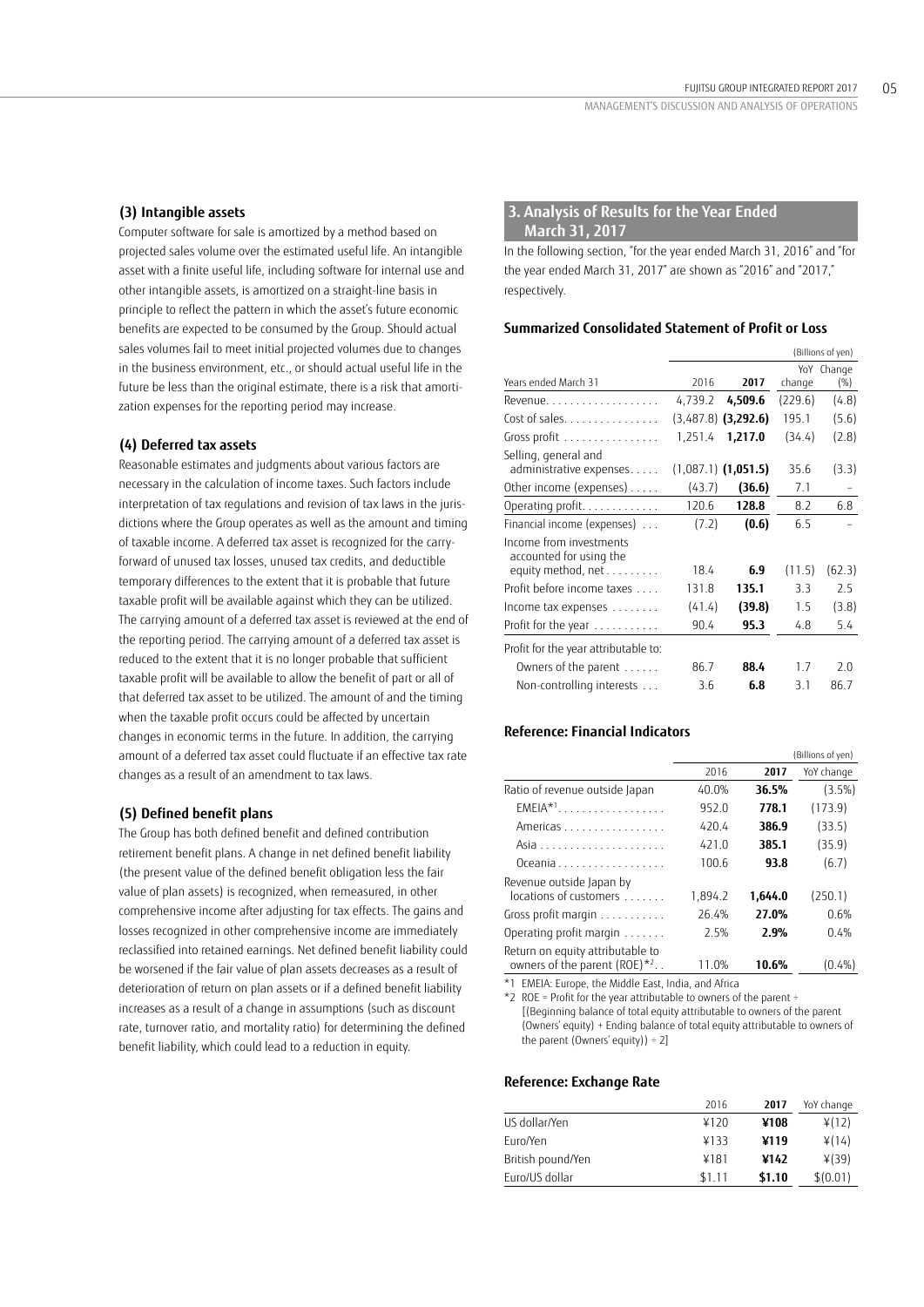### (3) Intangible assets

Computer software for sale is amortized by a method based on projected sales volume over the estimated useful life. An intangible asset with a finite useful life, including software for internal use and other intangible assets, is amortized on a straight-line basis in principle to reflect the pattern in which the asset's future economic benefits are expected to be consumed by the Group. Should actual sales volumes fail to meet initial projected volumes due to changes in the business environment, etc., or should actual useful life in the future be less than the original estimate, there is a risk that amortization expenses for the reporting period may increase.

### (4) Deferred tax assets

Reasonable estimates and judgments about various factors are necessary in the calculation of income taxes. Such factors include interpretation of tax regulations and revision of tax laws in the jurisdictions where the Group operates as well as the amount and timing of taxable income. A deferred tax asset is recognized for the carryforward of unused tax losses, unused tax credits, and deductible temporary differences to the extent that it is probable that future taxable profit will be available against which they can be utilized. The carrying amount of a deferred tax asset is reviewed at the end of the reporting period. The carrying amount of a deferred tax asset is reduced to the extent that it is no longer probable that sufficient taxable profit will be available to allow the benefit of part or all of that deferred tax asset to be utilized. The amount of and the timing when the taxable profit occurs could be affected by uncertain changes in economic terms in the future. In addition, the carrying amount of a deferred tax asset could fluctuate if an effective tax rate changes as a result of an amendment to tax laws.

### (5) Defined benefit plans

The Group has both defined benefit and defined contribution retirement benefit plans. A change in net defined benefit liability (the present value of the defined benefit obligation less the fair value of plan assets) is recognized, when remeasured, in other comprehensive income after adjusting for tax effects. The gains and losses recognized in other comprehensive income are immediately reclassified into retained earnings. Net defined benefit liability could be worsened if the fair value of plan assets decreases as a result of deterioration of return on plan assets or if a defined benefit liability increases as a result of a change in assumptions (such as discount rate, turnover ratio, and mortality ratio) for determining the defined benefit liability, which could lead to a reduction in equity.

## 3. Analysis of Results for the Year Ended March 31, 2017

In the following section, "for the year ended March 31, 2016" and "for the year ended March 31, 2017" are shown as "2016" and "2017," respectively.

#### Summarized Consolidated Statement of Profit or Loss

(Billions of yen)

| Years ended March 31 | 2016 | 2017 | YoY change | Change (%) |
|---|---|---|---|---|
| Revenue | 4,739.2 | **4,509.6** | (229.6) | (4.8) |
| Cost of sales | (3,487.8) | **(3,292.6)** | 195.1 | (5.6) |
| Gross profit | 1,251.4 | **1,217.0** | (34.4) | (2.8) |
| Selling, general and administrative expenses | (1,087.1) | **(1,051.5)** | 35.6 | (3.3) |
| Other income (expenses) | (43.7) | **(36.6)** | 7.1 | – |
| Operating profit | 120.6 | **128.8** | 8.2 | 6.8 |
| Financial income (expenses) | (7.2) | **(0.6)** | 6.5 | – |
| Income from investments accounted for using the equity method, net | 18.4 | **6.9** | (11.5) | (62.3) |
| Profit before income taxes | 131.8 | **135.1** | 3.3 | 2.5 |
| Income tax expenses | (41.4) | **(39.8)** | 1.5 | (3.8) |
| Profit for the year | 90.4 | **95.3** | 4.8 | 5.4 |
| Profit for the year attributable to: | | | | |
| Owners of the parent | 86.7 | **88.4** | 1.7 | 2.0 |
| Non-controlling interests | 3.6 | **6.8** | 3.1 | 86.7 |

#### Reference: Financial Indicators

(Billions of yen)

| | 2016 | 2017 | YoY change |
|---|---|---|---|
| Ratio of revenue outside Japan | 40.0% | **36.5%** | (3.5%) |
| EMEIA*1 | 952.0 | **778.1** | (173.9) |
| Americas | 420.4 | **386.9** | (33.5) |
| Asia | 421.0 | **385.1** | (35.9) |
| Oceania | 100.6 | **93.8** | (6.7) |
| Revenue outside Japan by locations of customers | 1,894.2 | **1,644.0** | (250.1) |
| Gross profit margin | 26.4% | **27.0%** | 0.6% |
| Operating profit margin | 2.5% | **2.9%** | 0.4% |
| Return on equity attributable to owners of the parent (ROE)*2 | 11.0% | **10.6%** | (0.4%) |

*1 EMEIA: Europe, the Middle East, India, and Africa

*2 ROE = Profit for the year attributable to owners of the parent ÷ [(Beginning balance of total equity attributable to owners of the parent (Owners' equity) + Ending balance of total equity attributable to owners of the parent (Owners' equity)) ÷ 2]

#### Reference: Exchange Rate

| | 2016 | 2017 | YoY change |
|---|---|---|---|
| US dollar/Yen | ¥120 | **¥108** | ¥(12) |
| Euro/Yen | ¥133 | **¥119** | ¥(14) |
| British pound/Yen | ¥181 | **¥142** | ¥(39) |
| Euro/US dollar | $1.11 | **$1.10** | $(0.01) |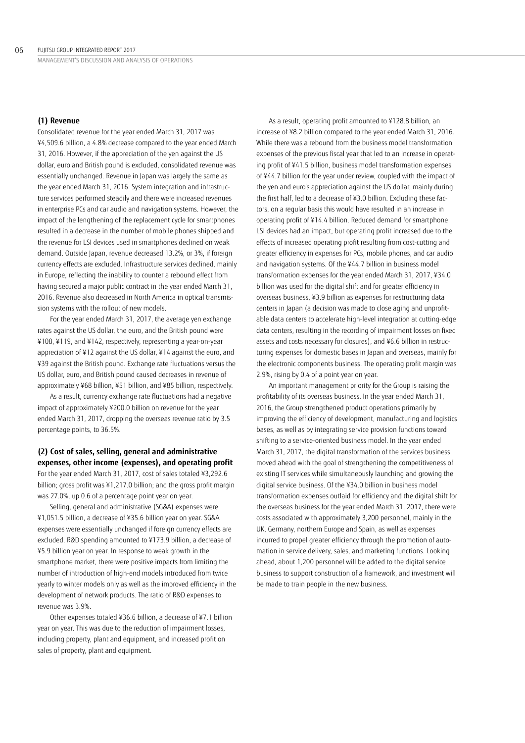### (1) Revenue

Consolidated revenue for the year ended March 31, 2017 was ¥4,509.6 billion, a 4.8% decrease compared to the year ended March 31, 2016. However, if the appreciation of the yen against the US dollar, euro and British pound is excluded, consolidated revenue was essentially unchanged. Revenue in Japan was largely the same as the year ended March 31, 2016. System integration and infrastructure services performed steadily and there were increased revenues in enterprise PCs and car audio and navigation systems. However, the impact of the lengthening of the replacement cycle for smartphones resulted in a decrease in the number of mobile phones shipped and the revenue for LSI devices used in smartphones declined on weak demand. Outside Japan, revenue decreased 13.2%, or 3%, if foreign currency effects are excluded. Infrastructure services declined, mainly in Europe, reflecting the inability to counter a rebound effect from having secured a major public contract in the year ended March 31, 2016. Revenue also decreased in North America in optical transmission systems with the rollout of new models.

For the year ended March 31, 2017, the average yen exchange rates against the US dollar, the euro, and the British pound were ¥108, ¥119, and ¥142, respectively, representing a year-on-year appreciation of ¥12 against the US dollar, ¥14 against the euro, and ¥39 against the British pound. Exchange rate fluctuations versus the US dollar, euro, and British pound caused decreases in revenue of approximately ¥68 billion, ¥51 billion, and ¥85 billion, respectively.

As a result, currency exchange rate fluctuations had a negative impact of approximately ¥200.0 billion on revenue for the year ended March 31, 2017, dropping the overseas revenue ratio by 3.5 percentage points, to 36.5%.

### (2) Cost of sales, selling, general and administrative expenses, other income (expenses), and operating profit

For the year ended March 31, 2017, cost of sales totaled ¥3,292.6 billion; gross profit was ¥1,217.0 billion; and the gross profit margin was 27.0%, up 0.6 of a percentage point year on year.

Selling, general and administrative (SG&A) expenses were ¥1,051.5 billion, a decrease of ¥35.6 billion year on year. SG&A expenses were essentially unchanged if foreign currency effects are excluded. R&D spending amounted to ¥173.9 billion, a decrease of ¥5.9 billion year on year. In response to weak growth in the smartphone market, there were positive impacts from limiting the number of introduction of high-end models introduced from twice yearly to winter models only as well as the improved efficiency in the development of network products. The ratio of R&D expenses to revenue was 3.9%.

Other expenses totaled ¥36.6 billion, a decrease of ¥7.1 billion year on year. This was due to the reduction of impairment losses, including property, plant and equipment, and increased profit on sales of property, plant and equipment.

As a result, operating profit amounted to ¥128.8 billion, an increase of ¥8.2 billion compared to the year ended March 31, 2016. While there was a rebound from the business model transformation expenses of the previous fiscal year that led to an increase in operating profit of ¥41.5 billion, business model transformation expenses of ¥44.7 billion for the year under review, coupled with the impact of the yen and euro's appreciation against the US dollar, mainly during the first half, led to a decrease of ¥3.0 billion. Excluding these factors, on a regular basis this would have resulted in an increase in operating profit of ¥14.4 billion. Reduced demand for smartphone LSI devices had an impact, but operating profit increased due to the effects of increased operating profit resulting from cost-cutting and greater efficiency in expenses for PCs, mobile phones, and car audio and navigation systems. Of the ¥44.7 billion in business model transformation expenses for the year ended March 31, 2017, ¥34.0 billion was used for the digital shift and for greater efficiency in overseas business, ¥3.9 billion as expenses for restructuring data centers in Japan (a decision was made to close aging and unprofitable data centers to accelerate high-level integration at cutting-edge data centers, resulting in the recording of impairment losses on fixed assets and costs necessary for closures), and ¥6.6 billion in restructuring expenses for domestic bases in Japan and overseas, mainly for the electronic components business. The operating profit margin was 2.9%, rising by 0.4 of a point year on year.

An important management priority for the Group is raising the profitability of its overseas business. In the year ended March 31, 2016, the Group strengthened product operations primarily by improving the efficiency of development, manufacturing and logistics bases, as well as by integrating service provision functions toward shifting to a service-oriented business model. In the year ended March 31, 2017, the digital transformation of the services business moved ahead with the goal of strengthening the competitiveness of existing IT services while simultaneously launching and growing the digital service business. Of the ¥34.0 billion in business model transformation expenses outlaid for efficiency and the digital shift for the overseas business for the year ended March 31, 2017, there were costs associated with approximately 3,200 personnel, mainly in the UK, Germany, northern Europe and Spain, as well as expenses incurred to propel greater efficiency through the promotion of automation in service delivery, sales, and marketing functions. Looking ahead, about 1,200 personnel will be added to the digital service business to support construction of a framework, and investment will be made to train people in the new business.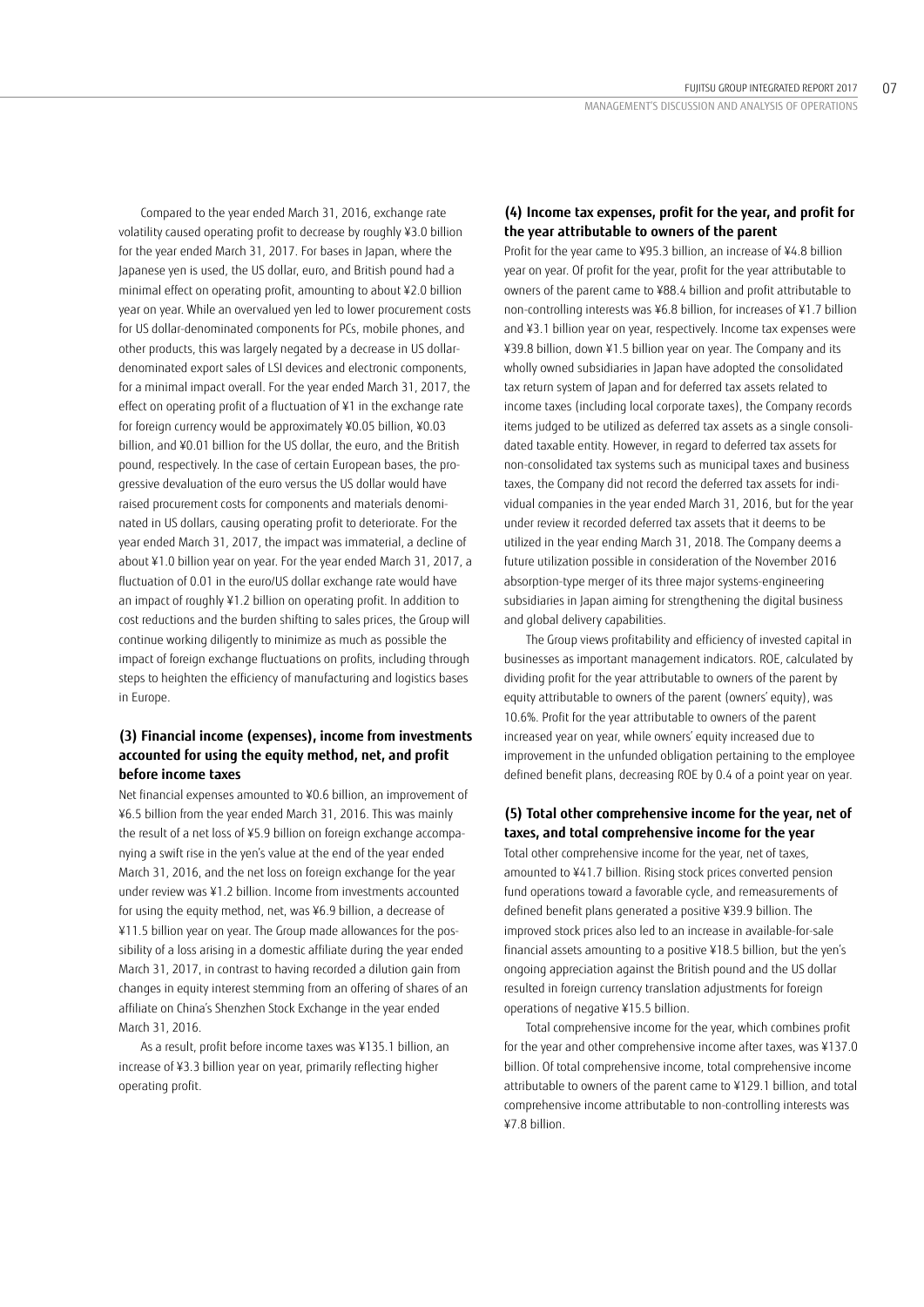Compared to the year ended March 31, 2016, exchange rate volatility caused operating profit to decrease by roughly ¥3.0 billion for the year ended March 31, 2017. For bases in Japan, where the Japanese yen is used, the US dollar, euro, and British pound had a minimal effect on operating profit, amounting to about ¥2.0 billion year on year. While an overvalued yen led to lower procurement costs for US dollar-denominated components for PCs, mobile phones, and other products, this was largely negated by a decrease in US dollar-denominated export sales of LSI devices and electronic components, for a minimal impact overall. For the year ended March 31, 2017, the effect on operating profit of a fluctuation of ¥1 in the exchange rate for foreign currency would be approximately ¥0.05 billion, ¥0.03 billion, and ¥0.01 billion for the US dollar, the euro, and the British pound, respectively. In the case of certain European bases, the progressive devaluation of the euro versus the US dollar would have raised procurement costs for components and materials denominated in US dollars, causing operating profit to deteriorate. For the year ended March 31, 2017, the impact was immaterial, a decline of about ¥1.0 billion year on year. For the year ended March 31, 2017, a fluctuation of 0.01 in the euro/US dollar exchange rate would have an impact of roughly ¥1.2 billion on operating profit. In addition to cost reductions and the burden shifting to sales prices, the Group will continue working diligently to minimize as much as possible the impact of foreign exchange fluctuations on profits, including through steps to heighten the efficiency of manufacturing and logistics bases in Europe.

### (3) Financial income (expenses), income from investments accounted for using the equity method, net, and profit before income taxes

Net financial expenses amounted to ¥0.6 billion, an improvement of ¥6.5 billion from the year ended March 31, 2016. This was mainly the result of a net loss of ¥5.9 billion on foreign exchange accompanying a swift rise in the yen's value at the end of the year ended March 31, 2016, and the net loss on foreign exchange for the year under review was ¥1.2 billion. Income from investments accounted for using the equity method, net, was ¥6.9 billion, a decrease of ¥11.5 billion year on year. The Group made allowances for the possibility of a loss arising in a domestic affiliate during the year ended March 31, 2017, in contrast to having recorded a dilution gain from changes in equity interest stemming from an offering of shares of an affiliate on China's Shenzhen Stock Exchange in the year ended March 31, 2016.

As a result, profit before income taxes was ¥135.1 billion, an increase of ¥3.3 billion year on year, primarily reflecting higher operating profit.

### (4) Income tax expenses, profit for the year, and profit for the year attributable to owners of the parent

Profit for the year came to ¥95.3 billion, an increase of ¥4.8 billion year on year. Of profit for the year, profit for the year attributable to owners of the parent came to ¥88.4 billion and profit attributable to non-controlling interests was ¥6.8 billion, for increases of ¥1.7 billion and ¥3.1 billion year on year, respectively. Income tax expenses were ¥39.8 billion, down ¥1.5 billion year on year. The Company and its wholly owned subsidiaries in Japan have adopted the consolidated tax return system of Japan and for deferred tax assets related to income taxes (including local corporate taxes), the Company records items judged to be utilized as deferred tax assets as a single consolidated taxable entity. However, in regard to deferred tax assets for non-consolidated tax systems such as municipal taxes and business taxes, the Company did not record the deferred tax assets for individual companies in the year ended March 31, 2016, but for the year under review it recorded deferred tax assets that it deems to be utilized in the year ending March 31, 2018. The Company deems a future utilization possible in consideration of the November 2016 absorption-type merger of its three major systems-engineering subsidiaries in Japan aiming for strengthening the digital business and global delivery capabilities.

The Group views profitability and efficiency of invested capital in businesses as important management indicators. ROE, calculated by dividing profit for the year attributable to owners of the parent by equity attributable to owners of the parent (owners' equity), was 10.6%. Profit for the year attributable to owners of the parent increased year on year, while owners' equity increased due to improvement in the unfunded obligation pertaining to the employee defined benefit plans, decreasing ROE by 0.4 of a point year on year.

### (5) Total other comprehensive income for the year, net of taxes, and total comprehensive income for the year

Total other comprehensive income for the year, net of taxes, amounted to ¥41.7 billion. Rising stock prices converted pension fund operations toward a favorable cycle, and remeasurements of defined benefit plans generated a positive ¥39.9 billion. The improved stock prices also led to an increase in available-for-sale financial assets amounting to a positive ¥18.5 billion, but the yen's ongoing appreciation against the British pound and the US dollar resulted in foreign currency translation adjustments for foreign operations of negative ¥15.5 billion.

Total comprehensive income for the year, which combines profit for the year and other comprehensive income after taxes, was ¥137.0 billion. Of total comprehensive income, total comprehensive income attributable to owners of the parent came to ¥129.1 billion, and total comprehensive income attributable to non-controlling interests was ¥7.8 billion.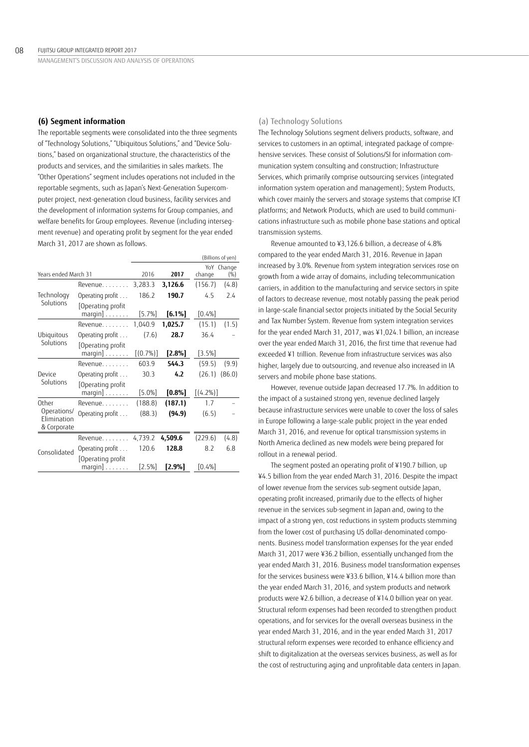### (6) Segment information

The reportable segments were consolidated into the three segments of "Technology Solutions," "Ubiquitous Solutions," and "Device Solutions," based on organizational structure, the characteristics of the products and services, and the similarities in sales markets. The "Other Operations" segment includes operations not included in the reportable segments, such as Japan's Next-Generation Supercomputer project, next-generation cloud business, facility services and the development of information systems for Group companies, and welfare benefits for Group employees. Revenue (including intersegment revenue) and operating profit by segment for the year ended March 31, 2017 are shown as follows.

(Billions of yen)

| Years ended March 31 | | 2016 | 2017 | YoY change | Change (%) |
|---|---|---|---|---|---|
| Technology Solutions | Revenue | 3,283.3 | **3,126.6** | (156.7) | (4.8) |
| | Operating profit | 186.2 | **190.7** | 4.5 | 2.4 |
| | [Operating profit margin] | [5.7%] | **[6.1%]** | [0.4%] | |
| Ubiquitous Solutions | Revenue | 1,040.9 | **1,025.7** | (15.1) | (1.5) |
| | Operating profit | (7.6) | **28.7** | 36.4 | – |
| | [Operating profit margin] | [(0.7%)] | **[2.8%]** | [3.5%] | |
| Device Solutions | Revenue | 603.9 | **544.3** | (59.5) | (9.9) |
| | Operating profit | 30.3 | **4.2** | (26.1) | (86.0) |
| | [Operating profit margin] | [5.0%] | **[0.8%]** | [(4.2%)] | |
| Other Operations/ Elimination & Corporate | Revenue | (188.8) | **(187.1)** | 1.7 | – |
| | Operating profit | (88.3) | **(94.9)** | (6.5) | – |
| Consolidated | Revenue | 4,739.2 | **4,509.6** | (229.6) | (4.8) |
| | Operating profit | 120.6 | **128.8** | 8.2 | 6.8 |
| | [Operating profit margin] | [2.5%] | **[2.9%]** | [0.4%] | |

#### (a) Technology Solutions

The Technology Solutions segment delivers products, software, and services to customers in an optimal, integrated package of comprehensive services. These consist of Solutions/SI for information communication system consulting and construction; Infrastructure Services, which primarily comprise outsourcing services (integrated information system operation and management); System Products, which cover mainly the servers and storage systems that comprise ICT platforms; and Network Products, which are used to build communications infrastructure such as mobile phone base stations and optical transmission systems.

Revenue amounted to ¥3,126.6 billion, a decrease of 4.8% compared to the year ended March 31, 2016. Revenue in Japan increased by 3.0%. Revenue from system integration services rose on growth from a wide array of domains, including telecommunication carriers, in addition to the manufacturing and service sectors in spite of factors to decrease revenue, most notably passing the peak period in large-scale financial sector projects initiated by the Social Security and Tax Number System. Revenue from system integration services for the year ended March 31, 2017, was ¥1,024.1 billion, an increase over the year ended March 31, 2016, the first time that revenue had exceeded ¥1 trillion. Revenue from infrastructure services was also higher, largely due to outsourcing, and revenue also increased in IA servers and mobile phone base stations.

However, revenue outside Japan decreased 17.7%. In addition to the impact of a sustained strong yen, revenue declined largely because infrastructure services were unable to cover the loss of sales in Europe following a large-scale public project in the year ended March 31, 2016, and revenue for optical transmission systems in North America declined as new models were being prepared for rollout in a renewal period.

The segment posted an operating profit of ¥190.7 billion, up ¥4.5 billion from the year ended March 31, 2016. Despite the impact of lower revenue from the services sub-segment outside Japan, operating profit increased, primarily due to the effects of higher revenue in the services sub-segment in Japan and, owing to the impact of a strong yen, cost reductions in system products stemming from the lower cost of purchasing US dollar-denominated components. Business model transformation expenses for the year ended March 31, 2017 were ¥36.2 billion, essentially unchanged from the year ended March 31, 2016. Business model transformation expenses for the services business were ¥33.6 billion, ¥14.4 billion more than the year ended March 31, 2016, and system products and network products were ¥2.6 billion, a decrease of ¥14.0 billion year on year. Structural reform expenses had been recorded to strengthen product operations, and for services for the overall overseas business in the year ended March 31, 2016, and in the year ended March 31, 2017 structural reform expenses were recorded to enhance efficiency and shift to digitalization at the overseas services business, as well as for the cost of restructuring aging and unprofitable data centers in Japan.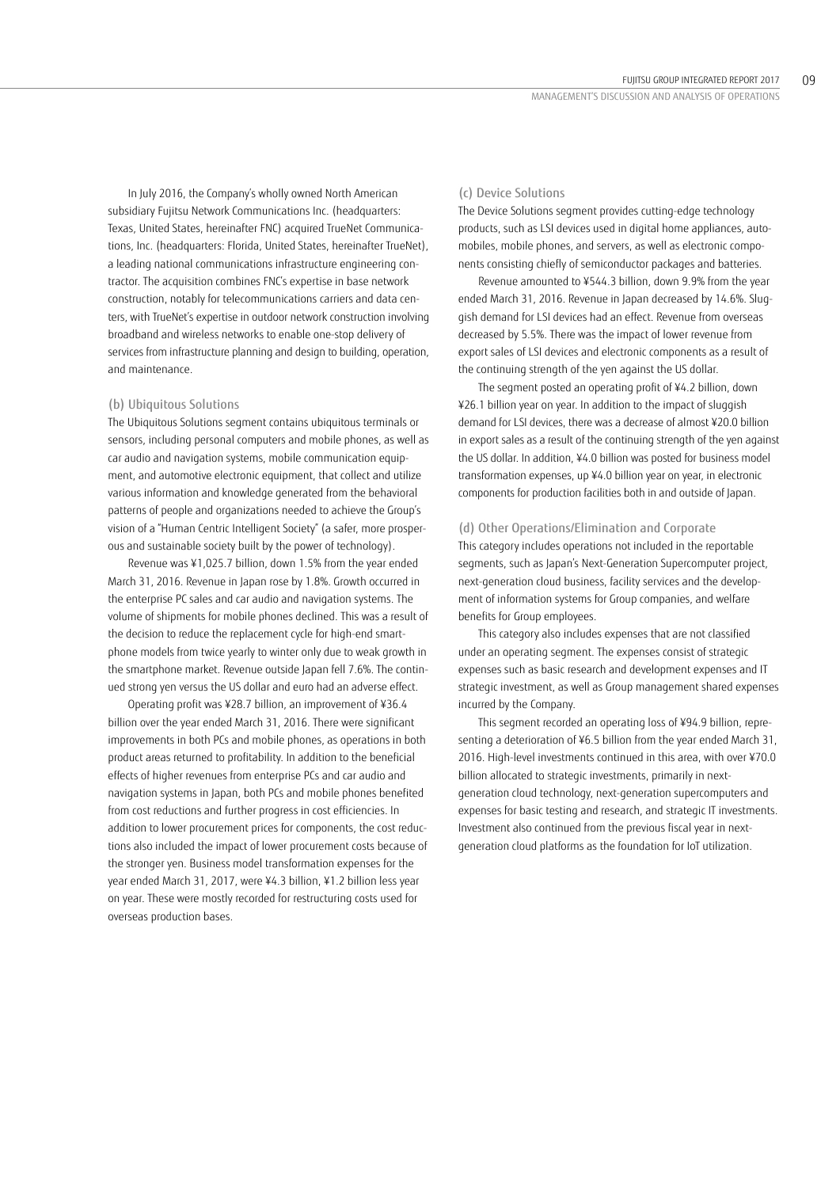In July 2016, the Company's wholly owned North American subsidiary Fujitsu Network Communications Inc. (headquarters: Texas, United States, hereinafter FNC) acquired TrueNet Communications, Inc. (headquarters: Florida, United States, hereinafter TrueNet), a leading national communications infrastructure engineering contractor. The acquisition combines FNC's expertise in base network construction, notably for telecommunications carriers and data centers, with TrueNet's expertise in outdoor network construction involving broadband and wireless networks to enable one-stop delivery of services from infrastructure planning and design to building, operation, and maintenance.

### (b) Ubiquitous Solutions

The Ubiquitous Solutions segment contains ubiquitous terminals or sensors, including personal computers and mobile phones, as well as car audio and navigation systems, mobile communication equipment, and automotive electronic equipment, that collect and utilize various information and knowledge generated from the behavioral patterns of people and organizations needed to achieve the Group's vision of a "Human Centric Intelligent Society" (a safer, more prosperous and sustainable society built by the power of technology).

Revenue was ¥1,025.7 billion, down 1.5% from the year ended March 31, 2016. Revenue in Japan rose by 1.8%. Growth occurred in the enterprise PC sales and car audio and navigation systems. The volume of shipments for mobile phones declined. This was a result of the decision to reduce the replacement cycle for high-end smartphone models from twice yearly to winter only due to weak growth in the smartphone market. Revenue outside Japan fell 7.6%. The continued strong yen versus the US dollar and euro had an adverse effect.

Operating profit was ¥28.7 billion, an improvement of ¥36.4 billion over the year ended March 31, 2016. There were significant improvements in both PCs and mobile phones, as operations in both product areas returned to profitability. In addition to the beneficial effects of higher revenues from enterprise PCs and car audio and navigation systems in Japan, both PCs and mobile phones benefited from cost reductions and further progress in cost efficiencies. In addition to lower procurement prices for components, the cost reductions also included the impact of lower procurement costs because of the stronger yen. Business model transformation expenses for the year ended March 31, 2017, were ¥4.3 billion, ¥1.2 billion less year on year. These were mostly recorded for restructuring costs used for overseas production bases.

### (c) Device Solutions

The Device Solutions segment provides cutting-edge technology products, such as LSI devices used in digital home appliances, automobiles, mobile phones, and servers, as well as electronic components consisting chiefly of semiconductor packages and batteries.

Revenue amounted to ¥544.3 billion, down 9.9% from the year ended March 31, 2016. Revenue in Japan decreased by 14.6%. Sluggish demand for LSI devices had an effect. Revenue from overseas decreased by 5.5%. There was the impact of lower revenue from export sales of LSI devices and electronic components as a result of the continuing strength of the yen against the US dollar.

The segment posted an operating profit of ¥4.2 billion, down ¥26.1 billion year on year. In addition to the impact of sluggish demand for LSI devices, there was a decrease of almost ¥20.0 billion in export sales as a result of the continuing strength of the yen against the US dollar. In addition, ¥4.0 billion was posted for business model transformation expenses, up ¥4.0 billion year on year, in electronic components for production facilities both in and outside of Japan.

### (d) Other Operations/Elimination and Corporate

This category includes operations not included in the reportable segments, such as Japan's Next-Generation Supercomputer project, next-generation cloud business, facility services and the development of information systems for Group companies, and welfare benefits for Group employees.

This category also includes expenses that are not classified under an operating segment. The expenses consist of strategic expenses such as basic research and development expenses and IT strategic investment, as well as Group management shared expenses incurred by the Company.

This segment recorded an operating loss of ¥94.9 billion, representing a deterioration of ¥6.5 billion from the year ended March 31, 2016. High-level investments continued in this area, with over ¥70.0 billion allocated to strategic investments, primarily in next-generation cloud technology, next-generation supercomputers and expenses for basic testing and research, and strategic IT investments. Investment also continued from the previous fiscal year in next-generation cloud platforms as the foundation for IoT utilization.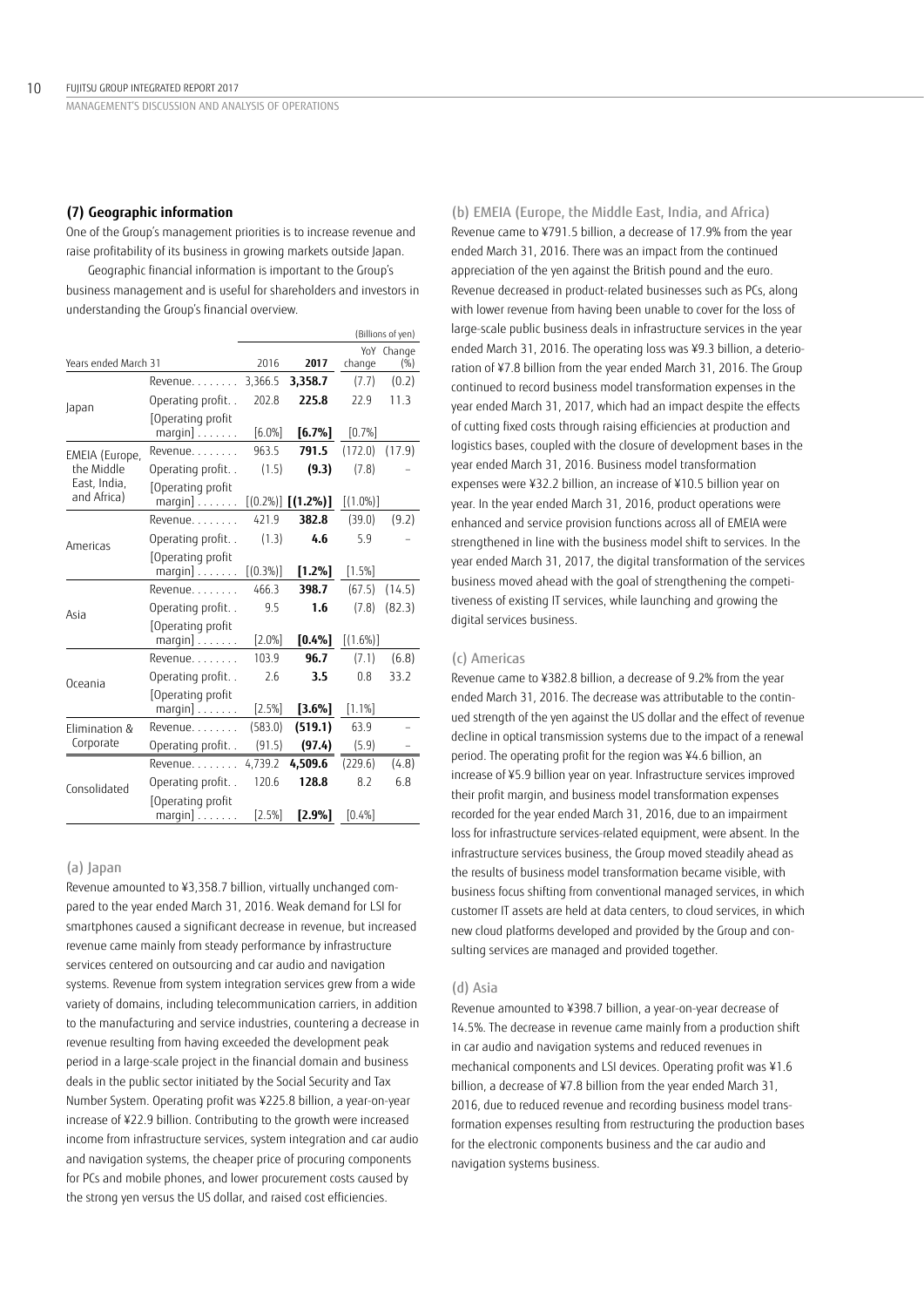### (7) Geographic information

One of the Group's management priorities is to increase revenue and raise profitability of its business in growing markets outside Japan.

Geographic financial information is important to the Group's business management and is useful for shareholders and investors in understanding the Group's financial overview.

(Billions of yen)

| Years ended March 31 | | 2016 | **2017** | YoY change | Change (%) |
|---|---|---|---|---|---|
| Japan | Revenue | 3,366.5 | **3,358.7** | (7.7) | (0.2) |
| | Operating profit | 202.8 | **225.8** | 22.9 | 11.3 |
| | [Operating profit margin] | [6.0%] | **[6.7%]** | [0.7%] | |
| EMEIA (Europe, the Middle East, India, and Africa) | Revenue | 963.5 | **791.5** | (172.0) | (17.9) |
| | Operating profit | (1.5) | **(9.3)** | (7.8) | – |
| | [Operating profit margin] | [(0.2%)] | **[(1.2%)]** | [(1.0%)] | |
| Americas | Revenue | 421.9 | **382.8** | (39.0) | (9.2) |
| | Operating profit | (1.3) | **4.6** | 5.9 | – |
| | [Operating profit margin] | [(0.3%)] | **[1.2%]** | [1.5%] | |
| Asia | Revenue | 466.3 | **398.7** | (67.5) | (14.5) |
| | Operating profit | 9.5 | **1.6** | (7.8) | (82.3) |
| | [Operating profit margin] | [2.0%] | **[0.4%]** | [(1.6%)] | |
| Oceania | Revenue | 103.9 | **96.7** | (7.1) | (6.8) |
| | Operating profit | 2.6 | **3.5** | 0.8 | 33.2 |
| | [Operating profit margin] | [2.5%] | **[3.6%]** | [1.1%] | |
| Elimination & Corporate | Revenue | (583.0) | **(519.1)** | 63.9 | – |
| | Operating profit | (91.5) | **(97.4)** | (5.9) | – |
| Consolidated | Revenue | 4,739.2 | **4,509.6** | (229.6) | (4.8) |
| | Operating profit | 120.6 | **128.8** | 8.2 | 6.8 |
| | [Operating profit margin] | [2.5%] | **[2.9%]** | [0.4%] | |

#### (a) Japan

Revenue amounted to ¥3,358.7 billion, virtually unchanged compared to the year ended March 31, 2016. Weak demand for LSI for smartphones caused a significant decrease in revenue, but increased revenue came mainly from steady performance by infrastructure services centered on outsourcing and car audio and navigation systems. Revenue from system integration services grew from a wide variety of domains, including telecommunication carriers, in addition to the manufacturing and service industries, countering a decrease in revenue resulting from having exceeded the development peak period in a large-scale project in the financial domain and business deals in the public sector initiated by the Social Security and Tax Number System. Operating profit was ¥225.8 billion, a year-on-year increase of ¥22.9 billion. Contributing to the growth were increased income from infrastructure services, system integration and car audio and navigation systems, the cheaper price of procuring components for PCs and mobile phones, and lower procurement costs caused by the strong yen versus the US dollar, and raised cost efficiencies.

#### (b) EMEIA (Europe, the Middle East, India, and Africa)

Revenue came to ¥791.5 billion, a decrease of 17.9% from the year ended March 31, 2016. There was an impact from the continued appreciation of the yen against the British pound and the euro. Revenue decreased in product-related businesses such as PCs, along with lower revenue from having been unable to cover for the loss of large-scale public business deals in infrastructure services in the year ended March 31, 2016. The operating loss was ¥9.3 billion, a deterioration of ¥7.8 billion from the year ended March 31, 2016. The Group continued to record business model transformation expenses in the year ended March 31, 2017, which had an impact despite the effects of cutting fixed costs through raising efficiencies at production and logistics bases, coupled with the closure of development bases in the year ended March 31, 2016. Business model transformation expenses were ¥32.2 billion, an increase of ¥10.5 billion year on year. In the year ended March 31, 2016, product operations were enhanced and service provision functions across all of EMEIA were strengthened in line with the business model shift to services. In the year ended March 31, 2017, the digital transformation of the services business moved ahead with the goal of strengthening the competitiveness of existing IT services, while launching and growing the digital services business.

#### (c) Americas

Revenue came to ¥382.8 billion, a decrease of 9.2% from the year ended March 31, 2016. The decrease was attributable to the continued strength of the yen against the US dollar and the effect of revenue decline in optical transmission systems due to the impact of a renewal period. The operating profit for the region was ¥4.6 billion, an increase of ¥5.9 billion year on year. Infrastructure services improved their profit margin, and business model transformation expenses recorded for the year ended March 31, 2016, due to an impairment loss for infrastructure services-related equipment, were absent. In the infrastructure services business, the Group moved steadily ahead as the results of business model transformation became visible, with business focus shifting from conventional managed services, in which customer IT assets are held at data centers, to cloud services, in which new cloud platforms developed and provided by the Group and consulting services are managed and provided together.

#### (d) Asia

Revenue amounted to ¥398.7 billion, a year-on-year decrease of 14.5%. The decrease in revenue came mainly from a production shift in car audio and navigation systems and reduced revenues in mechanical components and LSI devices. Operating profit was ¥1.6 billion, a decrease of ¥7.8 billion from the year ended March 31, 2016, due to reduced revenue and recording business model transformation expenses resulting from restructuring the production bases for the electronic components business and the car audio and navigation systems business.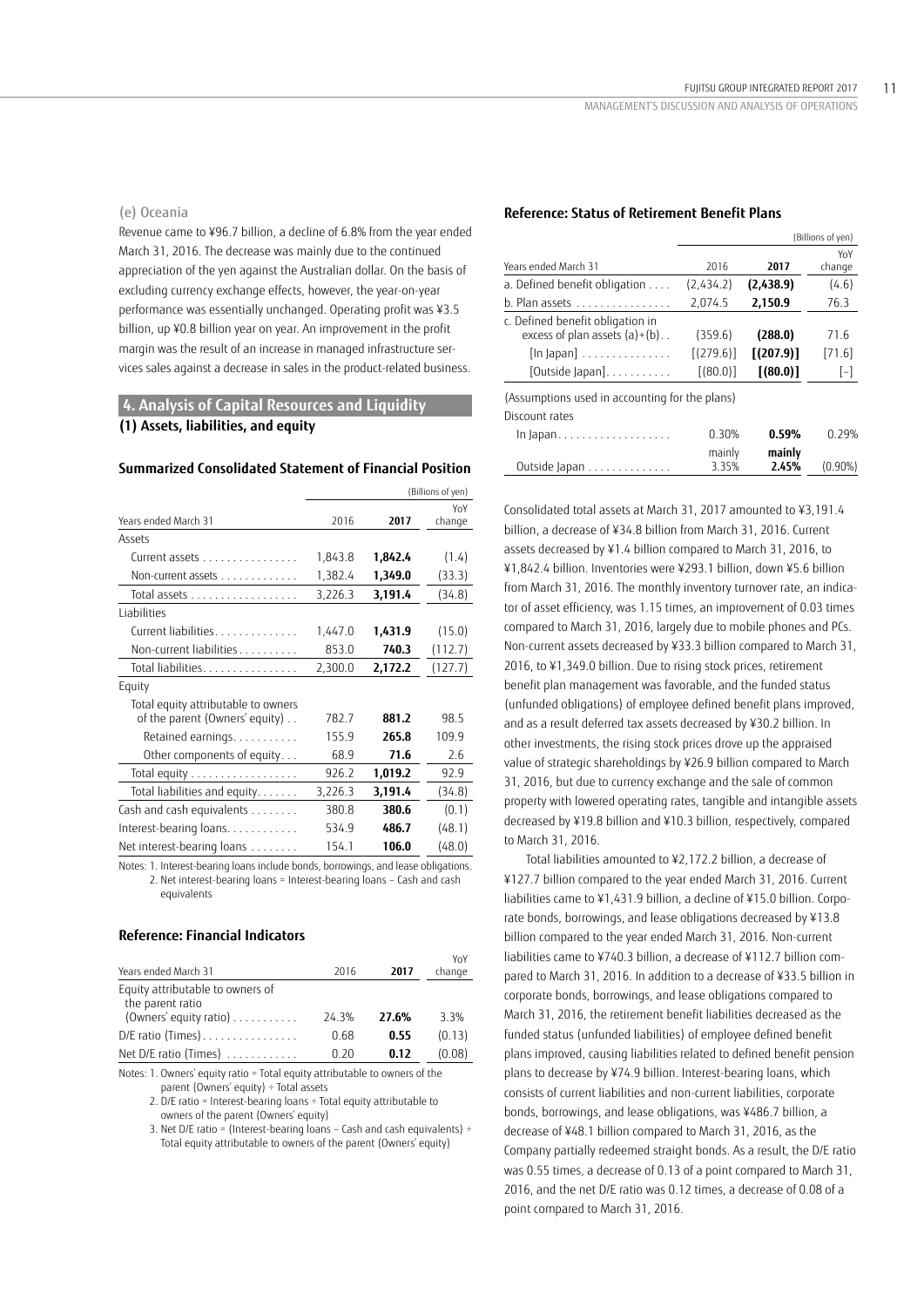(e) Oceania

Revenue came to ¥96.7 billion, a decline of 6.8% from the year ended March 31, 2016. The decrease was mainly due to the continued appreciation of the yen against the Australian dollar. On the basis of excluding currency exchange effects, however, the year-on-year performance was essentially unchanged. Operating profit was ¥3.5 billion, up ¥0.8 billion year on year. An improvement in the profit margin was the result of an increase in managed infrastructure services sales against a decrease in sales in the product-related business.

## 4. Analysis of Capital Resources and Liquidity

### (1) Assets, liabilities, and equity

#### Summarized Consolidated Statement of Financial Position

(Billions of yen)

| Years ended March 31 | 2016 | 2017 | YoY change |
|---|---|---|---|
| Assets | | | |
| Current assets | 1,843.8 | **1,842.4** | (1.4) |
| Non-current assets | 1,382.4 | **1,349.0** | (33.3) |
| Total assets | 3,226.3 | **3,191.4** | (34.8) |
| Liabilities | | | |
| Current liabilities | 1,447.0 | **1,431.9** | (15.0) |
| Non-current liabilities | 853.0 | **740.3** | (112.7) |
| Total liabilities | 2,300.0 | **2,172.2** | (127.7) |
| Equity | | | |
| Total equity attributable to owners of the parent (Owners' equity) | 782.7 | **881.2** | 98.5 |
| Retained earnings | 155.9 | **265.8** | 109.9 |
| Other components of equity | 68.9 | **71.6** | 2.6 |
| Total equity | 926.2 | **1,019.2** | 92.9 |
| Total liabilities and equity | 3,226.3 | **3,191.4** | (34.8) |
| Cash and cash equivalents | 380.8 | **380.6** | (0.1) |
| Interest-bearing loans | 534.9 | **486.7** | (48.1) |
| Net interest-bearing loans | 154.1 | **106.0** | (48.0) |

Notes: 1. Interest-bearing loans include bonds, borrowings, and lease obligations.
2. Net interest-bearing loans = Interest-bearing loans − Cash and cash equivalents

#### Reference: Financial Indicators

| Years ended March 31 | 2016 | 2017 | YoY change |
|---|---|---|---|
| Equity attributable to owners of the parent ratio (Owners' equity ratio) | 24.3% | **27.6%** | 3.3% |
| D/E ratio (Times) | 0.68 | **0.55** | (0.13) |
| Net D/E ratio (Times) | 0.20 | **0.12** | (0.08) |

Notes: 1. Owners' equity ratio = Total equity attributable to owners of the parent (Owners' equity) ÷ Total assets
2. D/E ratio = Interest-bearing loans ÷ Total equity attributable to owners of the parent (Owners' equity)
3. Net D/E ratio = (Interest-bearing loans − Cash and cash equivalents) ÷ Total equity attributable to owners of the parent (Owners' equity)

#### Reference: Status of Retirement Benefit Plans

(Billions of yen)

| Years ended March 31 | 2016 | 2017 | YoY change |
|---|---|---|---|
| a. Defined benefit obligation | (2,434.2) | **(2,438.9)** | (4.6) |
| b. Plan assets | 2,074.5 | **2,150.9** | 76.3 |
| c. Defined benefit obligation in excess of plan assets (a)+(b) | (359.6) | **(288.0)** | 71.6 |
| [In Japan] | [(279.6)] | **[(207.9)]** | [71.6] |
| [Outside Japan] | [(80.0)] | **[(80.0)]** | [–] |
| (Assumptions used in accounting for the plans) | | | |
| Discount rates | | | |
| In Japan | 0.30% | **0.59%** | 0.29% |
| Outside Japan | mainly 3.35% | **mainly 2.45%** | (0.90%) |

Consolidated total assets at March 31, 2017 amounted to ¥3,191.4 billion, a decrease of ¥34.8 billion from March 31, 2016. Current assets decreased by ¥1.4 billion compared to March 31, 2016, to ¥1,842.4 billion. Inventories were ¥293.1 billion, down ¥5.6 billion from March 31, 2016. The monthly inventory turnover rate, an indicator of asset efficiency, was 1.15 times, an improvement of 0.03 times compared to March 31, 2016, largely due to mobile phones and PCs. Non-current assets decreased by ¥33.3 billion compared to March 31, 2016, to ¥1,349.0 billion. Due to rising stock prices, retirement benefit plan management was favorable, and the funded status (unfunded obligations) of employee defined benefit plans improved, and as a result deferred tax assets decreased by ¥30.2 billion. In other investments, the rising stock prices drove up the appraised value of strategic shareholdings by ¥26.9 billion compared to March 31, 2016, but due to currency exchange and the sale of common property with lowered operating rates, tangible and intangible assets decreased by ¥19.8 billion and ¥10.3 billion, respectively, compared to March 31, 2016.

Total liabilities amounted to ¥2,172.2 billion, a decrease of ¥127.7 billion compared to the year ended March 31, 2016. Current liabilities came to ¥1,431.9 billion, a decline of ¥15.0 billion. Corporate bonds, borrowings, and lease obligations decreased by ¥13.8 billion compared to the year ended March 31, 2016. Non-current liabilities came to ¥740.3 billion, a decrease of ¥112.7 billion compared to March 31, 2016. In addition to a decrease of ¥33.5 billion in corporate bonds, borrowings, and lease obligations compared to March 31, 2016, the retirement benefit liabilities decreased as the funded status (unfunded liabilities) of employee defined benefit plans improved, causing liabilities related to defined benefit pension plans to decrease by ¥74.9 billion. Interest-bearing loans, which consists of current liabilities and non-current liabilities, corporate bonds, borrowings, and lease obligations, was ¥486.7 billion, a decrease of ¥48.1 billion compared to March 31, 2016, as the Company partially redeemed straight bonds. As a result, the D/E ratio was 0.55 times, a decrease of 0.13 of a point compared to March 31, 2016, and the net D/E ratio was 0.12 times, a decrease of 0.08 of a point compared to March 31, 2016.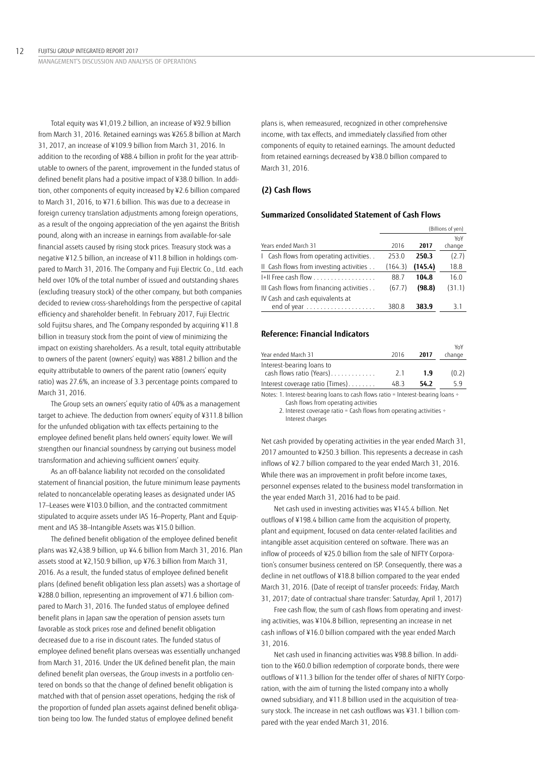Total equity was ¥1,019.2 billion, an increase of ¥92.9 billion from March 31, 2016. Retained earnings was ¥265.8 billion at March 31, 2017, an increase of ¥109.9 billion from March 31, 2016. In addition to the recording of ¥88.4 billion in profit for the year attributable to owners of the parent, improvement in the funded status of defined benefit plans had a positive impact of ¥38.0 billion. In addition, other components of equity increased by ¥2.6 billion compared to March 31, 2016, to ¥71.6 billion. This was due to a decrease in foreign currency translation adjustments among foreign operations, as a result of the ongoing appreciation of the yen against the British pound, along with an increase in earnings from available-for-sale financial assets caused by rising stock prices. Treasury stock was a negative ¥12.5 billion, an increase of ¥11.8 billion in holdings compared to March 31, 2016. The Company and Fuji Electric Co., Ltd. each held over 10% of the total number of issued and outstanding shares (excluding treasury stock) of the other company, but both companies decided to review cross-shareholdings from the perspective of capital efficiency and shareholder benefit. In February 2017, Fuji Electric sold Fujitsu shares, and The Company responded by acquiring ¥11.8 billion in treasury stock from the point of view of minimizing the impact on existing shareholders. As a result, total equity attributable to owners of the parent (owners' equity) was ¥881.2 billion and the equity attributable to owners of the parent ratio (owners' equity ratio) was 27.6%, an increase of 3.3 percentage points compared to March 31, 2016.

The Group sets an owners' equity ratio of 40% as a management target to achieve. The deduction from owners' equity of ¥311.8 billion for the unfunded obligation with tax effects pertaining to the employee defined benefit plans held owners' equity lower. We will strengthen our financial soundness by carrying out business model transformation and achieving sufficient owners' equity.

As an off-balance liability not recorded on the consolidated statement of financial position, the future minimum lease payments related to noncancelable operating leases as designated under IAS 17—Leases were ¥103.0 billion, and the contracted commitment stipulated to acquire assets under IAS 16—Property, Plant and Equipment and IAS 38—Intangible Assets was ¥15.0 billion.

The defined benefit obligation of the employee defined benefit plans was ¥2,438.9 billion, up ¥4.6 billion from March 31, 2016. Plan assets stood at ¥2,150.9 billion, up ¥76.3 billion from March 31, 2016. As a result, the funded status of employee defined benefit plans (defined benefit obligation less plan assets) was a shortage of ¥288.0 billion, representing an improvement of ¥71.6 billion compared to March 31, 2016. The funded status of employee defined benefit plans in Japan saw the operation of pension assets turn favorable as stock prices rose and defined benefit obligation decreased due to a rise in discount rates. The funded status of employee defined benefit plans overseas was essentially unchanged from March 31, 2016. Under the UK defined benefit plan, the main defined benefit plan overseas, the Group invests in a portfolio centered on bonds so that the change of defined benefit obligation is matched with that of pension asset operations, hedging the risk of the proportion of funded plan assets against defined benefit obligation being too low. The funded status of employee defined benefit plans is, when remeasured, recognized in other comprehensive income, with tax effects, and immediately classified from other components of equity to retained earnings. The amount deducted from retained earnings decreased by ¥38.0 billion compared to March 31, 2016.

### (2) Cash flows

#### Summarized Consolidated Statement of Cash Flows

(Billions of yen)

| Years ended March 31 | 2016 | 2017 | YoY change |
|---|---|---|---|
| I Cash flows from operating activities | 253.0 | **250.3** | (2.7) |
| II Cash flows from investing activities | (164.3) | **(145.4)** | 18.8 |
| I+II Free cash flow | 88.7 | **104.8** | 16.0 |
| III Cash flows from financing activities | (67.7) | **(98.8)** | (31.1) |
| IV Cash and cash equivalents at end of year | 380.8 | **383.9** | 3.1 |

#### Reference: Financial Indicators

| Year ended March 31 | 2016 | 2017 | YoY change |
|---|---|---|---|
| Interest-bearing loans to cash flows ratio (Years) | 2.1 | **1.9** | (0.2) |
| Interest coverage ratio (Times) | 48.3 | **54.2** | 5.9 |

Notes: 1. Interest-bearing loans to cash flows ratio = Interest-bearing loans ÷ Cash flows from operating activities
2. Interest coverage ratio = Cash flows from operating activities ÷ Interest charges

Net cash provided by operating activities in the year ended March 31, 2017 amounted to ¥250.3 billion. This represents a decrease in cash inflows of ¥2.7 billion compared to the year ended March 31, 2016. While there was an improvement in profit before income taxes, personnel expenses related to the business model transformation in the year ended March 31, 2016 had to be paid.

Net cash used in investing activities was ¥145.4 billion. Net outflows of ¥198.4 billion came from the acquisition of property, plant and equipment, focused on data center-related facilities and intangible asset acquisition centered on software. There was an inflow of proceeds of ¥25.0 billion from the sale of NIFTY Corporation's consumer business centered on ISP. Consequently, there was a decline in net outflows of ¥18.8 billion compared to the year ended March 31, 2016. (Date of receipt of transfer proceeds: Friday, March 31, 2017; date of contractual share transfer: Saturday, April 1, 2017)

Free cash flow, the sum of cash flows from operating and investing activities, was ¥104.8 billion, representing an increase in net cash inflows of ¥16.0 billion compared with the year ended March 31, 2016.

Net cash used in financing activities was ¥98.8 billion. In addition to the ¥60.0 billion redemption of corporate bonds, there were outflows of ¥11.3 billion for the tender offer of shares of NIFTY Corporation, with the aim of turning the listed company into a wholly owned subsidiary, and ¥11.8 billion used in the acquisition of treasury stock. The increase in net cash outflows was ¥31.1 billion compared with the year ended March 31, 2016.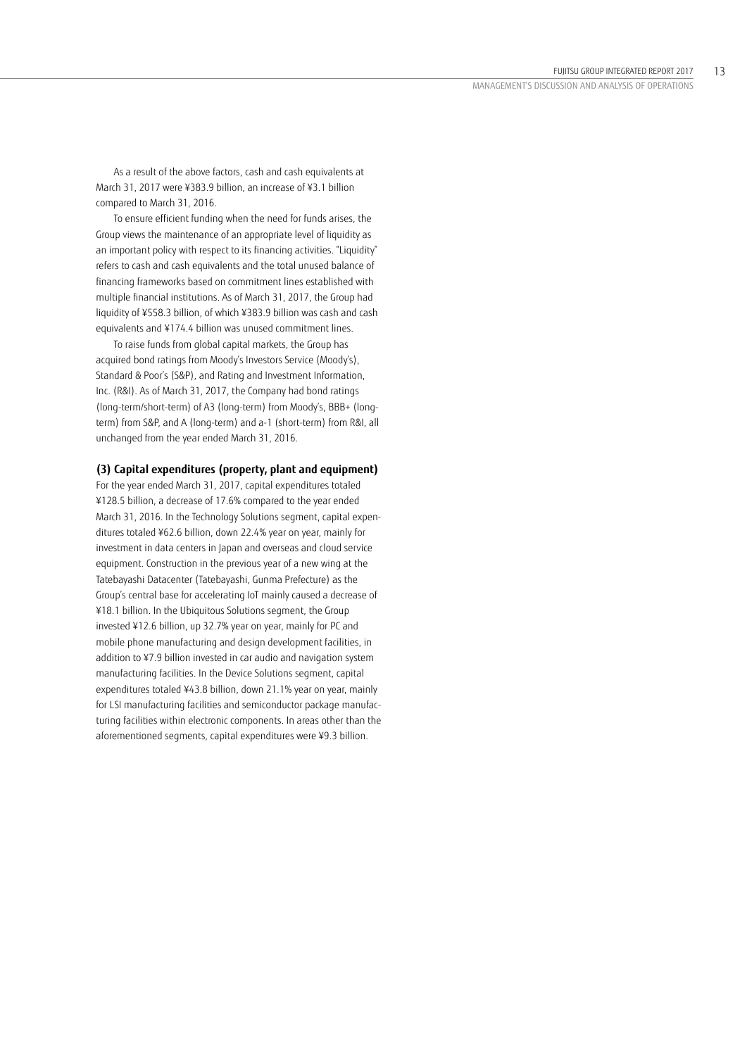As a result of the above factors, cash and cash equivalents at March 31, 2017 were ¥383.9 billion, an increase of ¥3.1 billion compared to March 31, 2016.

To ensure efficient funding when the need for funds arises, the Group views the maintenance of an appropriate level of liquidity as an important policy with respect to its financing activities. "Liquidity" refers to cash and cash equivalents and the total unused balance of financing frameworks based on commitment lines established with multiple financial institutions. As of March 31, 2017, the Group had liquidity of ¥558.3 billion, of which ¥383.9 billion was cash and cash equivalents and ¥174.4 billion was unused commitment lines.

To raise funds from global capital markets, the Group has acquired bond ratings from Moody's Investors Service (Moody's), Standard & Poor's (S&P), and Rating and Investment Information, Inc. (R&I). As of March 31, 2017, the Company had bond ratings (long-term/short-term) of A3 (long-term) from Moody's, BBB+ (long-term) from S&P, and A (long-term) and a-1 (short-term) from R&I, all unchanged from the year ended March 31, 2016.

**(3) Capital expenditures (property, plant and equipment)**

For the year ended March 31, 2017, capital expenditures totaled ¥128.5 billion, a decrease of 17.6% compared to the year ended March 31, 2016. In the Technology Solutions segment, capital expenditures totaled ¥62.6 billion, down 22.4% year on year, mainly for investment in data centers in Japan and overseas and cloud service equipment. Construction in the previous year of a new wing at the Tatebayashi Datacenter (Tatebayashi, Gunma Prefecture) as the Group's central base for accelerating IoT mainly caused a decrease of ¥18.1 billion. In the Ubiquitous Solutions segment, the Group invested ¥12.6 billion, up 32.7% year on year, mainly for PC and mobile phone manufacturing and design development facilities, in addition to ¥7.9 billion invested in car audio and navigation system manufacturing facilities. In the Device Solutions segment, capital expenditures totaled ¥43.8 billion, down 21.1% year on year, mainly for LSI manufacturing facilities and semiconductor package manufacturing facilities within electronic components. In areas other than the aforementioned segments, capital expenditures were ¥9.3 billion.